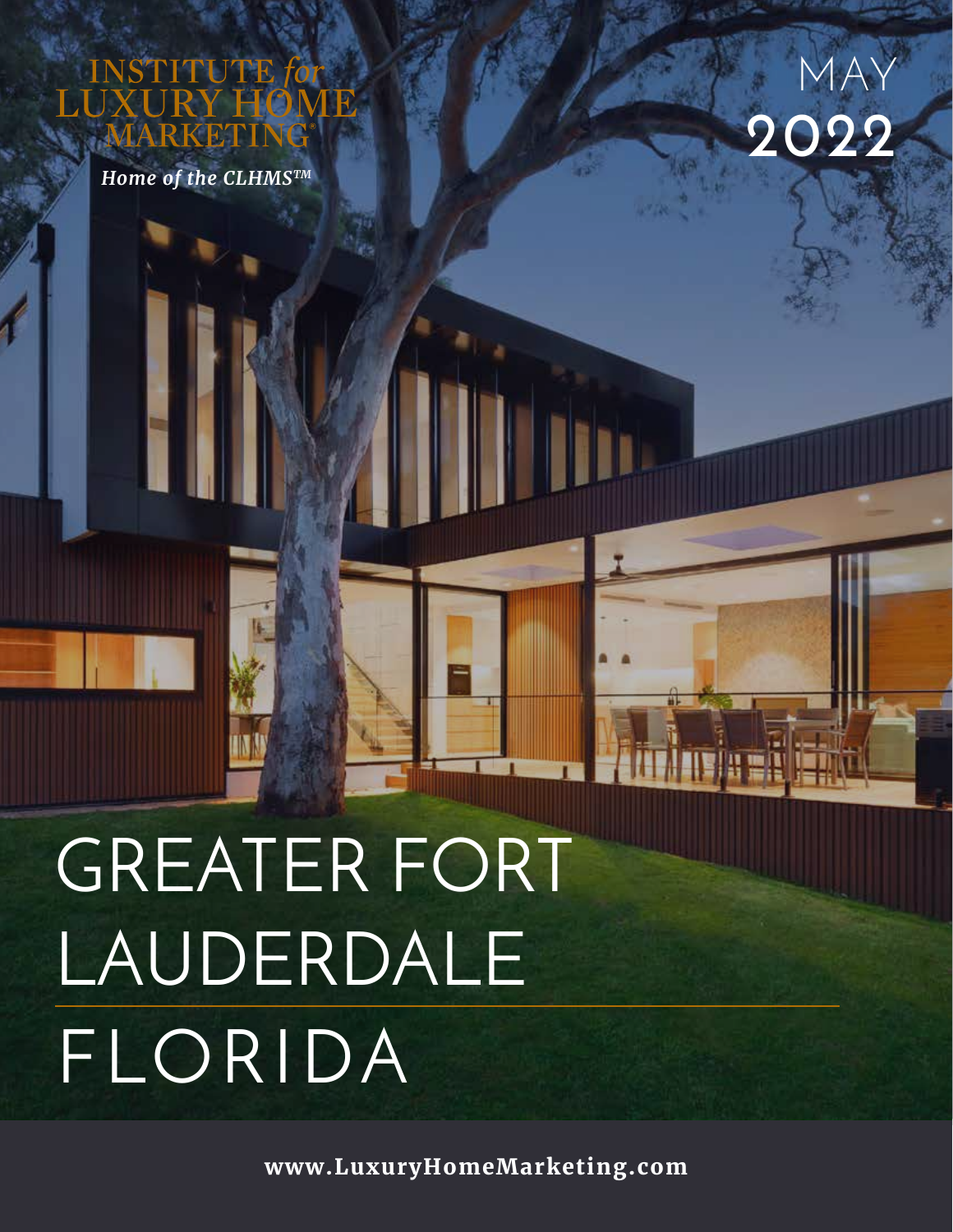INSTITUTE *for* LUXURY HOME MARKETING®

*Home of the CLHMS™*

MAY **2022**

# GREATER FORT LAUDERDALE

# FLORIDA

**www.LuxuryHomeMarketing.com**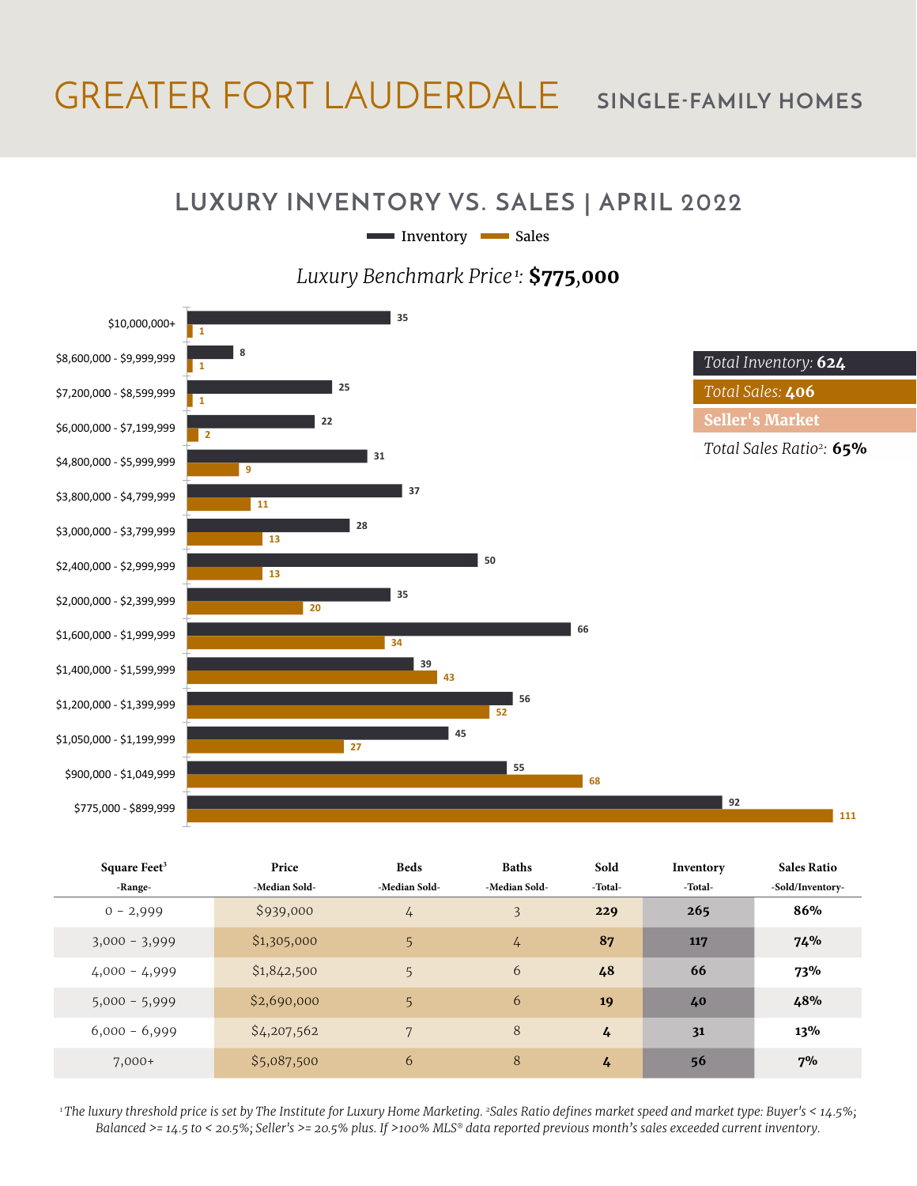# GREATER FORT LAUDERDALE

## SINGLE-FAMILY HOMES

## LUXURY INVENTORY VS. SALES | APRIL 2022

*Luxury Benchmark Price*[1]: **$775,000**

| Price Range | Inventory | Sales |
|---|---|---|
| $10,000,000+ | 35 | 1 |
| $8,600,000 - $9,999,999 | 8 | 1 |
| $7,200,000 - $8,599,999 | 25 | 1 |
| $6,000,000 - $7,199,999 | 22 | 2 |
| $4,800,000 - $5,999,999 | 31 | 9 |
| $3,800,000 - $4,799,999 | 37 | 11 |
| $3,000,000 - $3,799,999 | 28 | 13 |
| $2,400,000 - $2,999,999 | 50 | 13 |
| $2,000,000 - $2,399,999 | 35 | 20 |
| $1,600,000 - $1,999,999 | 66 | 34 |
| $1,400,000 - $1,599,999 | 39 | 43 |
| $1,200,000 - $1,399,999 | 56 | 52 |
| $1,050,000 - $1,199,999 | 45 | 27 |
| $900,000 - $1,049,999 | 55 | 68 |
| $775,000 - $899,999 | 92 | 111 |

*Total Inventory:* **624**

*Total Sales:* **406**

**Seller's Market**

*Total Sales Ratio*[2]: **65%**

| Square Feet[3] -Range- | Price -Median Sold- | Beds -Median Sold- | Baths -Median Sold- | Sold -Total- | Inventory -Total- | Sales Ratio -Sold/Inventory- |
|---|---|---|---|---|---|---|
| 0 - 2,999 | $939,000 | 4 | 3 | **229** | **265** | **86%** |
| 3,000 - 3,999 | $1,305,000 | 5 | 4 | **87** | **117** | **74%** |
| 4,000 - 4,999 | $1,842,500 | 5 | 6 | **48** | **66** | **73%** |
| 5,000 - 5,999 | $2,690,000 | 5 | 6 | **19** | **40** | **48%** |
| 6,000 - 6,999 | $4,207,562 | 7 | 8 | **4** | **31** | **13%** |
| 7,000+ | $5,087,500 | 6 | 8 | **4** | **56** | **7%** |

*[1]The luxury threshold price is set by The Institute for Luxury Home Marketing. [2]Sales Ratio defines market speed and market type: Buyer's < 14.5%; Balanced >= 14.5 to < 20.5%; Seller's >= 20.5% plus. If >100% MLS® data reported previous month's sales exceeded current inventory.*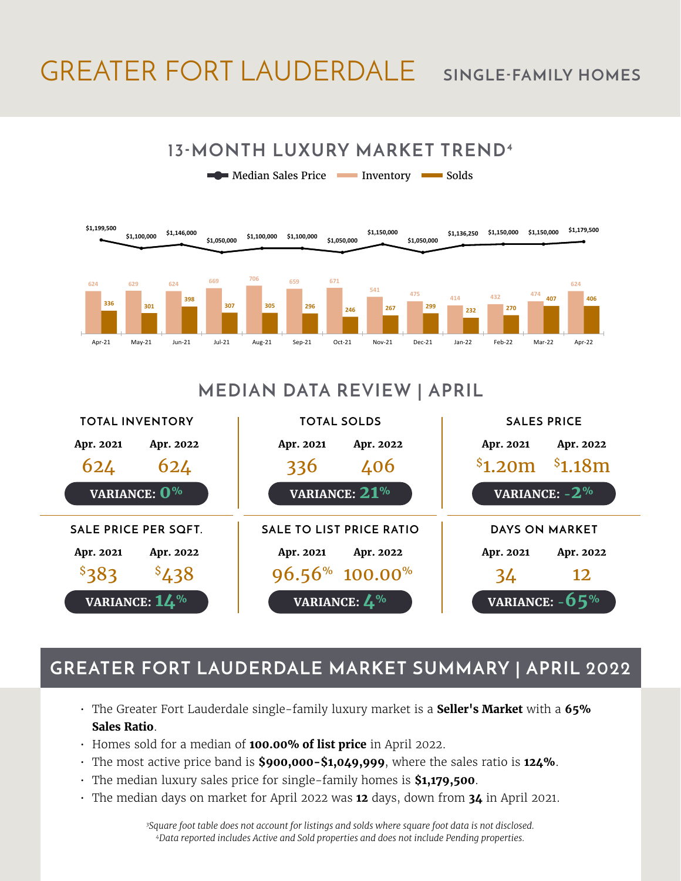# GREATER FORT LAUDERDALE SINGLE-FAMILY HOMES

## 13-MONTH LUXURY MARKET TREND[4]

| Month | Median Sales Price | Inventory | Solds |
|---|---|---|---|
| Apr-21 | $1,199,500 | 624 | 336 |
| May-21 | $1,100,000 | 629 | 301 |
| Jun-21 | $1,146,000 | 624 | 398 |
| Jul-21 | $1,050,000 | 669 | 307 |
| Aug-21 | $1,100,000 | 706 | 305 |
| Sep-21 | $1,100,000 | 659 | 296 |
| Oct-21 | $1,050,000 | 671 | 246 |
| Nov-21 | $1,150,000 | 541 | 267 |
| Dec-21 | $1,050,000 | 475 | 299 |
| Jan-22 | $1,136,250 | 414 | 232 |
| Feb-22 | $1,150,000 | 432 | 270 |
| Mar-22 | $1,150,000 | 474 | 407 |
| Apr-22 | $1,179,500 | 624 | 406 |

## MEDIAN DATA REVIEW | APRIL

| | Apr. 2021 | Apr. 2022 | Variance |
|---|---|---|---|
| TOTAL INVENTORY | 624 | 624 | 0% |
| TOTAL SOLDS | 336 | 406 | 21% |
| SALES PRICE | $1.20m | $1.18m | -2% |
| SALE PRICE PER SQFT. | $383 | $438 | 14% |
| SALE TO LIST PRICE RATIO | 96.56% | 100.00% | 4% |
| DAYS ON MARKET | 34 | 12 | -65% |

## GREATER FORT LAUDERDALE MARKET SUMMARY | APRIL 2022

- The Greater Fort Lauderdale single-family luxury market is a **Seller's Market** with a **65% Sales Ratio**.
- Homes sold for a median of **100.00% of list price** in April 2022.
- The most active price band is **$900,000-$1,049,999**, where the sales ratio is **124%**.
- The median luxury sales price for single-family homes is **$1,179,500**.
- The median days on market for April 2022 was **12** days, down from **34** in April 2021.

*[3]Square foot table does not account for listings and solds where square foot data is not disclosed.*
*[4]Data reported includes Active and Sold properties and does not include Pending properties.*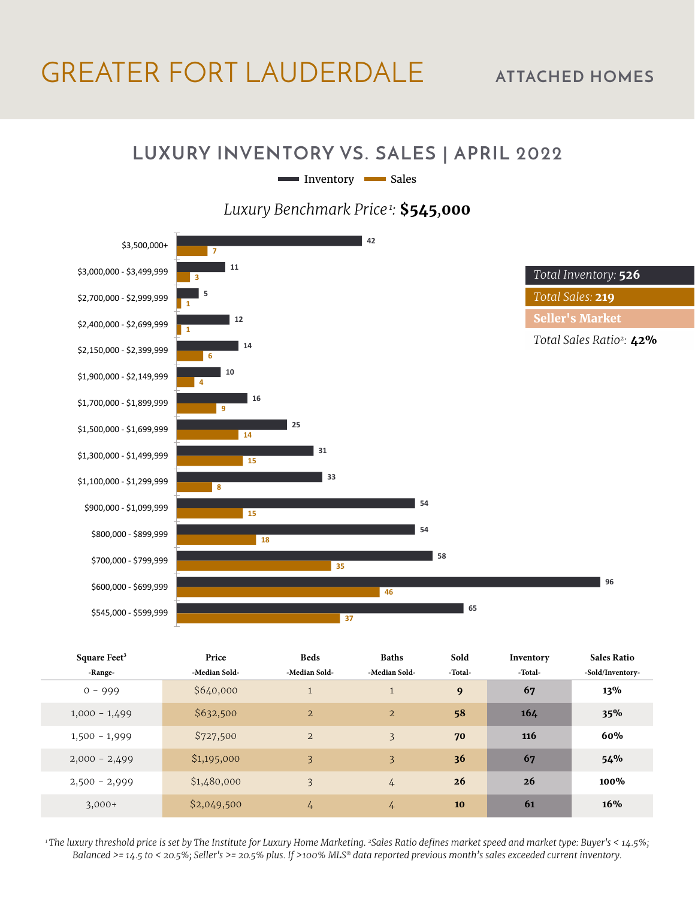# GREATER FORT LAUDERDALE

ATTACHED HOMES

## LUXURY INVENTORY VS. SALES | APRIL 2022

*Luxury Benchmark Price*[1]: **$545,000**

| Price Range | Inventory | Sales |
|---|---|---|
| $3,500,000+ | 42 | 7 |
| $3,000,000 - $3,499,999 | 11 | 3 |
| $2,700,000 - $2,999,999 | 5 | 1 |
| $2,400,000 - $2,699,999 | 12 | 1 |
| $2,150,000 - $2,399,999 | 14 | 6 |
| $1,900,000 - $2,149,999 | 10 | 4 |
| $1,700,000 - $1,899,999 | 16 | 9 |
| $1,500,000 - $1,699,999 | 25 | 14 |
| $1,300,000 - $1,499,999 | 31 | 15 |
| $1,100,000 - $1,299,999 | 33 | 8 |
| $900,000 - $1,099,999 | 54 | 15 |
| $800,000 - $899,999 | 54 | 18 |
| $700,000 - $799,999 | 58 | 35 |
| $600,000 - $699,999 | 96 | 46 |
| $545,000 - $599,999 | 65 | 37 |

*Total Inventory:* **526**

*Total Sales:* **219**

**Seller's Market**

*Total Sales Ratio*[2]*:* **42%**

| Square Feet[3] -Range- | Price -Median Sold- | Beds -Median Sold- | Baths -Median Sold- | Sold -Total- | Inventory -Total- | Sales Ratio -Sold/Inventory- |
|---|---|---|---|---|---|---|
| 0 - 999 | $640,000 | 1 | 1 | **9** | **67** | **13%** |
| 1,000 - 1,499 | $632,500 | 2 | 2 | **58** | **164** | **35%** |
| 1,500 - 1,999 | $727,500 | 2 | 3 | **70** | **116** | **60%** |
| 2,000 - 2,499 | $1,195,000 | 3 | 3 | **36** | **67** | **54%** |
| 2,500 - 2,999 | $1,480,000 | 3 | 4 | **26** | **26** | **100%** |
| 3,000+ | $2,049,500 | 4 | 4 | **10** | **61** | **16%** |

*[1]The luxury threshold price is set by The Institute for Luxury Home Marketing. [2]Sales Ratio defines market speed and market type: Buyer's < 14.5%; Balanced >= 14.5 to < 20.5%; Seller's >= 20.5% plus. If >100% MLS® data reported previous month's sales exceeded current inventory.*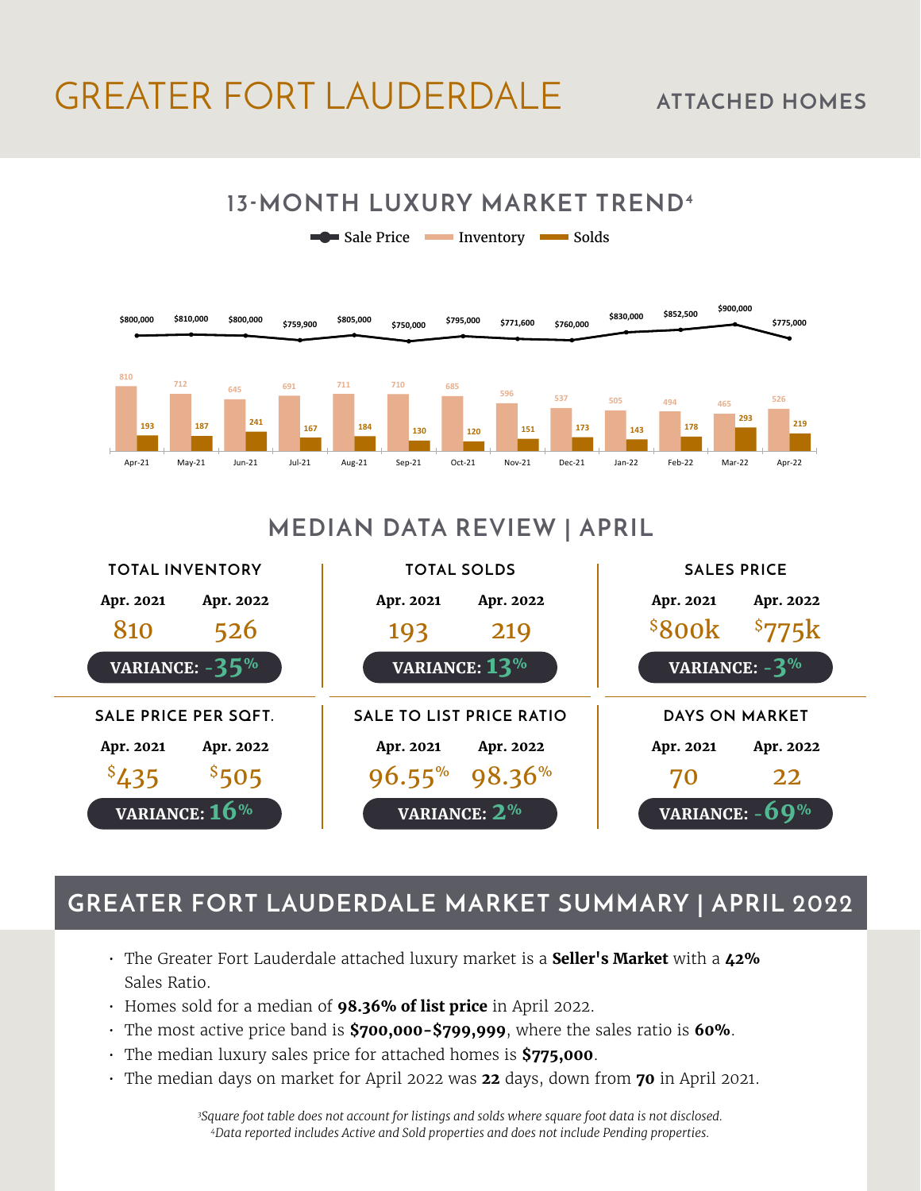# GREATER FORT LAUDERDALE

ATTACHED HOMES

## 13-MONTH LUXURY MARKET TREND[4]

Sale Price · Inventory · Solds

$800,000 · $810,000 · $800,000 · $759,900 · $805,000 · $750,000 · $795,000 · $771,600 · $760,000 · $830,000 · $852,500 · $900,000 · $775,000

810 · 193 · 712 · 187 · 645 · 241 · 691 · 167 · 711 · 184 · 710 · 130 · 685 · 120 · 596 · 151 · 537 · 173 · 505 · 143 · 494 · 178 · 465 · 293 · 526 · 219

Apr-21 · May-21 · Jun-21 · Jul-21 · Aug-21 · Sep-21 · Oct-21 · Nov-21 · Dec-21 · Jan-22 · Feb-22 · Mar-22 · Apr-22

## MEDIAN DATA REVIEW | APRIL

| | Apr. 2021 | Apr. 2022 | Variance |
|---|---|---|---|
| TOTAL INVENTORY | 810 | 526 | -35% |
| TOTAL SOLDS | 193 | 219 | 13% |
| SALES PRICE | $800k | $775k | -3% |
| SALE PRICE PER SQFT. | $435 | $505 | 16% |
| SALE TO LIST PRICE RATIO | 96.55% | 98.36% | 2% |
| DAYS ON MARKET | 70 | 22 | -69% |

## GREATER FORT LAUDERDALE MARKET SUMMARY | APRIL 2022

- The Greater Fort Lauderdale attached luxury market is a **Seller's Market** with a **42%** Sales Ratio.
- Homes sold for a median of **98.36% of list price** in April 2022.
- The most active price band is **$700,000-$799,999**, where the sales ratio is **60%**.
- The median luxury sales price for attached homes is **$775,000**.
- The median days on market for April 2022 was **22** days, down from **70** in April 2021.

*[3]Square foot table does not account for listings and solds where square foot data is not disclosed.*
*[4]Data reported includes Active and Sold properties and does not include Pending properties.*